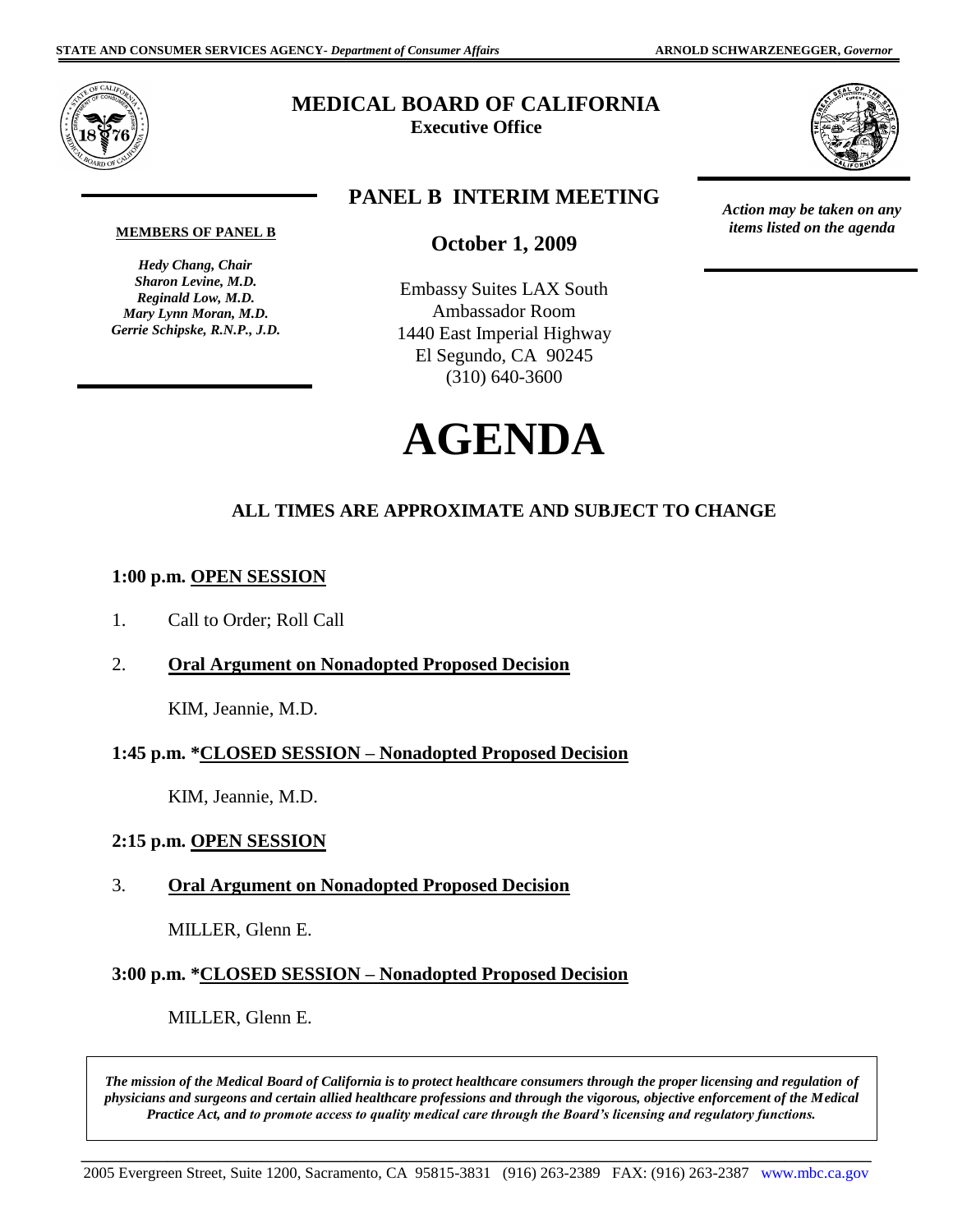STATE AND CONSUMER SERVICES AGENCY- *Department of Consumer Affairs* ARNOLD SCHWARZENEGGER, *Governor*

# MEDICAL BOARD OF CALIFORNIA

**Executive Office**

## PANEL B INTERIM MEETING

*Action may be taken on any items listed on the agenda*

**MEMBERS OF PANEL B**

*Hedy Chang, Chair*
*Sharon Levine, M.D.*
*Reginald Low, M.D.*
*Mary Lynn Moran, M.D.*
*Gerrie Schipske, R.N.P., J.D.*

**October 1, 2009**

Embassy Suites LAX South
Ambassador Room
1440 East Imperial Highway
El Segundo, CA 90245
(310) 640-3600

# AGENDA

**ALL TIMES ARE APPROXIMATE AND SUBJECT TO CHANGE**

**1:00 p.m. OPEN SESSION**

1. Call to Order; Roll Call

2. **Oral Argument on Nonadopted Proposed Decision**

   KIM, Jeannie, M.D.

**1:45 p.m. *CLOSED SESSION – Nonadopted Proposed Decision**

KIM, Jeannie, M.D.

**2:15 p.m. OPEN SESSION**

3. **Oral Argument on Nonadopted Proposed Decision**

   MILLER, Glenn E.

**3:00 p.m. *CLOSED SESSION – Nonadopted Proposed Decision**

MILLER, Glenn E.

*The mission of the Medical Board of California is to protect healthcare consumers through the proper licensing and regulation of physicians and surgeons and certain allied healthcare professions and through the vigorous, objective enforcement of the Medical Practice Act, and to promote access to quality medical care through the Board's licensing and regulatory functions.*

2005 Evergreen Street, Suite 1200, Sacramento, CA 95815-3831 (916) 263-2389 FAX: (916) 263-2387 www.mbc.ca.gov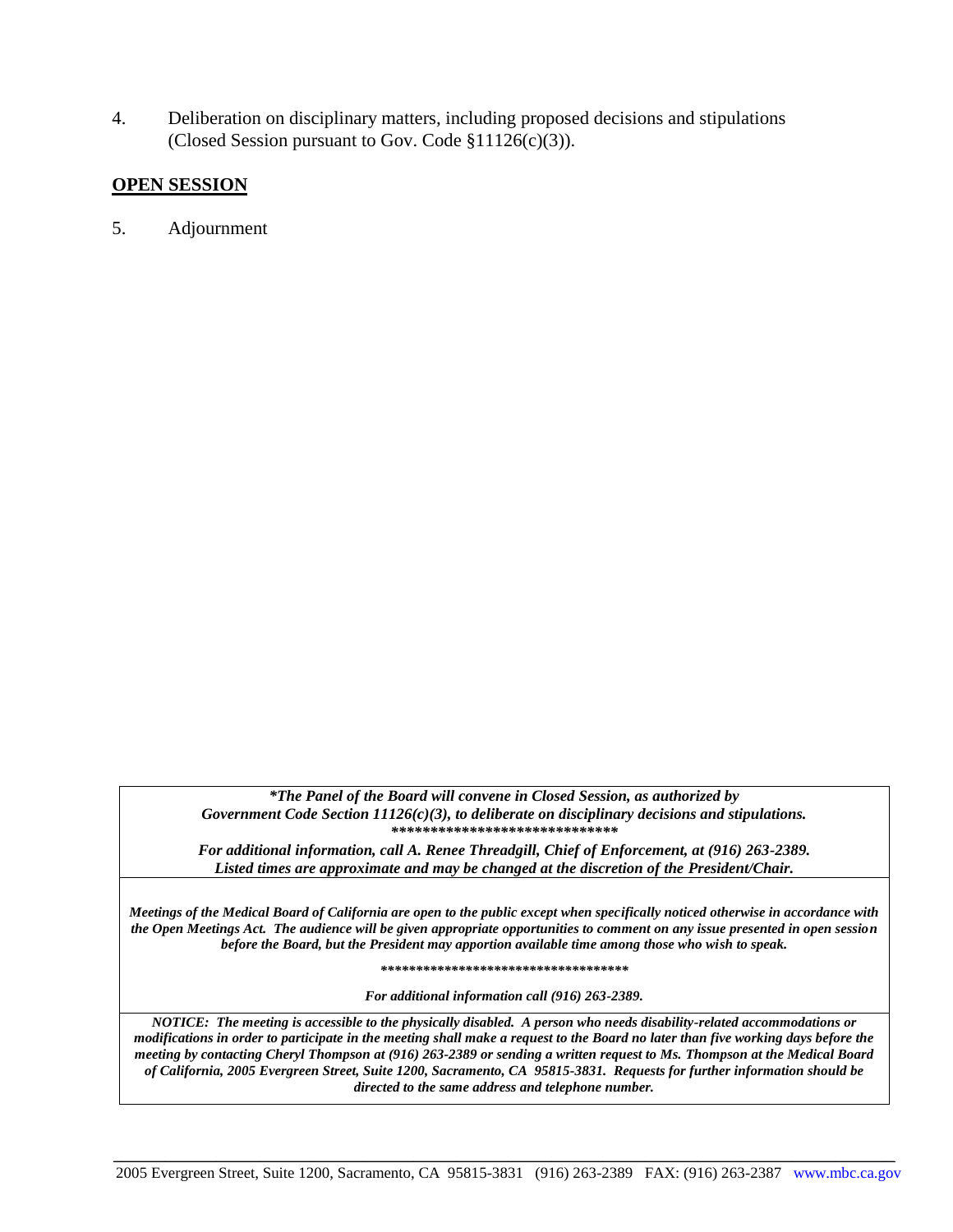4. Deliberation on disciplinary matters, including proposed decisions and stipulations (Closed Session pursuant to Gov. Code §11126(c)(3)).

**OPEN SESSION**

5. Adjournment

***\*The Panel of the Board will convene in Closed Session, as authorized by Government Code Section 11126(c)(3), to deliberate on disciplinary decisions and stipulations.***

*****************************

***For additional information, call A. Renee Threadgill, Chief of Enforcement, at (916) 263-2389. Listed times are approximate and may be changed at the discretion of the President/Chair.***

***Meetings of the Medical Board of California are open to the public except when specifically noticed otherwise in accordance with the Open Meetings Act. The audience will be given appropriate opportunities to comment on any issue presented in open session before the Board, but the President may apportion available time among those who wish to speak.***

**********************************

***For additional information call (916) 263-2389.***

***NOTICE: The meeting is accessible to the physically disabled. A person who needs disability-related accommodations or modifications in order to participate in the meeting shall make a request to the Board no later than five working days before the meeting by contacting Cheryl Thompson at (916) 263-2389 or sending a written request to Ms. Thompson at the Medical Board of California, 2005 Evergreen Street, Suite 1200, Sacramento, CA 95815-3831. Requests for further information should be directed to the same address and telephone number.***

2005 Evergreen Street, Suite 1200, Sacramento, CA 95815-3831 (916) 263-2389 FAX: (916) 263-2387 www.mbc.ca.gov